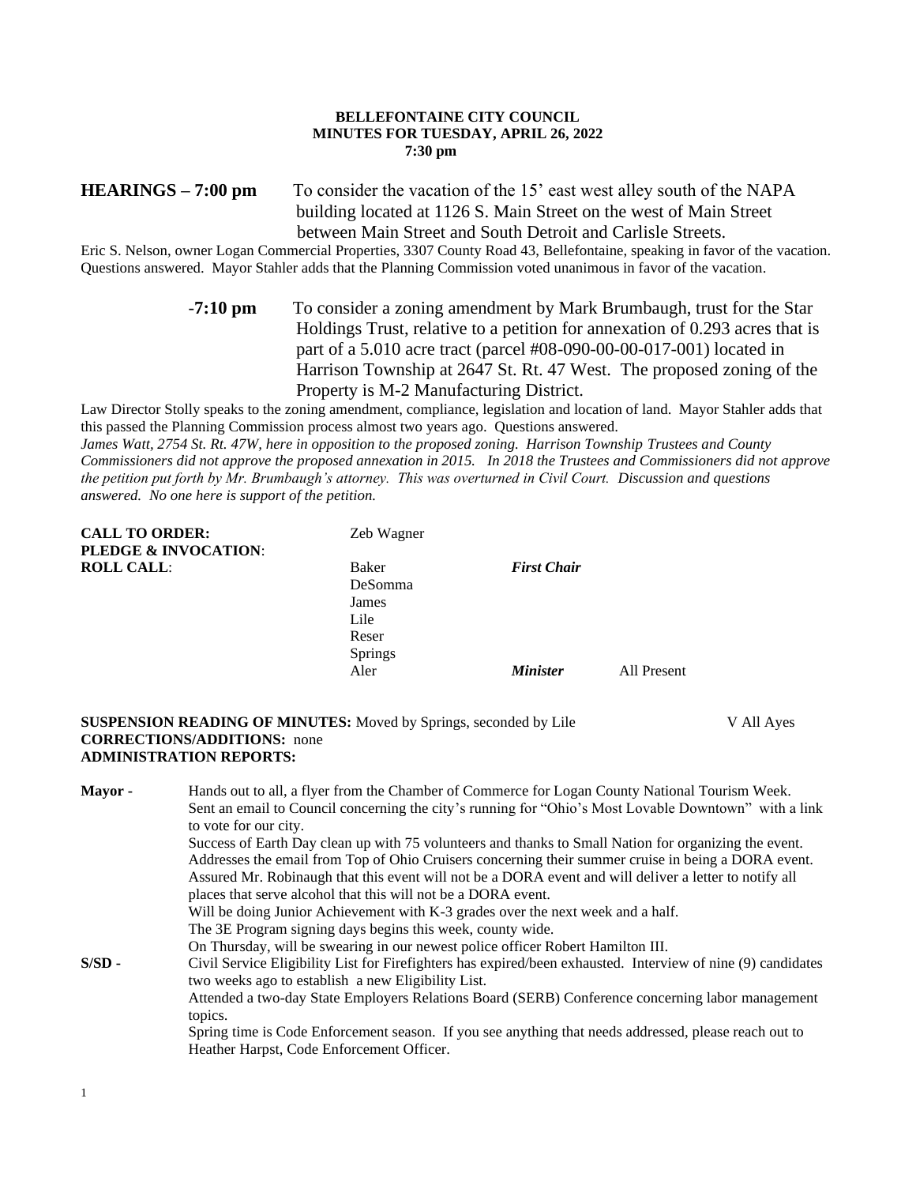**BELLEFONTAINE CITY COUNCIL**
**MINUTES FOR TUESDAY, APRIL 26, 2022**
**7:30 pm**

**HEARINGS – 7:00 pm** To consider the vacation of the 15' east west alley south of the NAPA building located at 1126 S. Main Street on the west of Main Street between Main Street and South Detroit and Carlisle Streets.

Eric S. Nelson, owner Logan Commercial Properties, 3307 County Road 43, Bellefontaine, speaking in favor of the vacation. Questions answered. Mayor Stahler adds that the Planning Commission voted unanimous in favor of the vacation.

**-7:10 pm** To consider a zoning amendment by Mark Brumbaugh, trust for the Star Holdings Trust, relative to a petition for annexation of 0.293 acres that is part of a 5.010 acre tract (parcel #08-090-00-00-017-001) located in Harrison Township at 2647 St. Rt. 47 West. The proposed zoning of the Property is M-2 Manufacturing District.

Law Director Stolly speaks to the zoning amendment, compliance, legislation and location of land. Mayor Stahler adds that this passed the Planning Commission process almost two years ago. Questions answered.
*James Watt, 2754 St. Rt. 47W, here in opposition to the proposed zoning. Harrison Township Trustees and County Commissioners did not approve the proposed annexation in 2015. In 2018 the Trustees and Commissioners did not approve the petition put forth by Mr. Brumbaugh's attorney. This was overturned in Civil Court. Discussion and questions answered. No one here is support of the petition.*

| | | | |
|---|---|---|---|
| **CALL TO ORDER:** | Zeb Wagner | | |
| **PLEDGE & INVOCATION**: | | | |
| **ROLL CALL**: | Baker | ***First Chair*** | |
| | DeSomma | | |
| | James | | |
| | Lile | | |
| | Reser | | |
| | Springs | | |
| | Aler | ***Minister*** | All Present |

**SUSPENSION READING OF MINUTES:** Moved by Springs, seconded by Lile V All Ayes
**CORRECTIONS/ADDITIONS:** none
**ADMINISTRATION REPORTS:**

**Mayor -** Hands out to all, a flyer from the Chamber of Commerce for Logan County National Tourism Week.
Sent an email to Council concerning the city's running for "Ohio's Most Lovable Downtown" with a link to vote for our city.
Success of Earth Day clean up with 75 volunteers and thanks to Small Nation for organizing the event.
Addresses the email from Top of Ohio Cruisers concerning their summer cruise in being a DORA event. Assured Mr. Robinaugh that this event will not be a DORA event and will deliver a letter to notify all places that serve alcohol that this will not be a DORA event.
Will be doing Junior Achievement with K-3 grades over the next week and a half.
The 3E Program signing days begins this week, county wide.
On Thursday, will be swearing in our newest police officer Robert Hamilton III.

**S/SD -** Civil Service Eligibility List for Firefighters has expired/been exhausted. Interview of nine (9) candidates two weeks ago to establish a new Eligibility List.
Attended a two-day State Employers Relations Board (SERB) Conference concerning labor management topics.
Spring time is Code Enforcement season. If you see anything that needs addressed, please reach out to Heather Harpst, Code Enforcement Officer.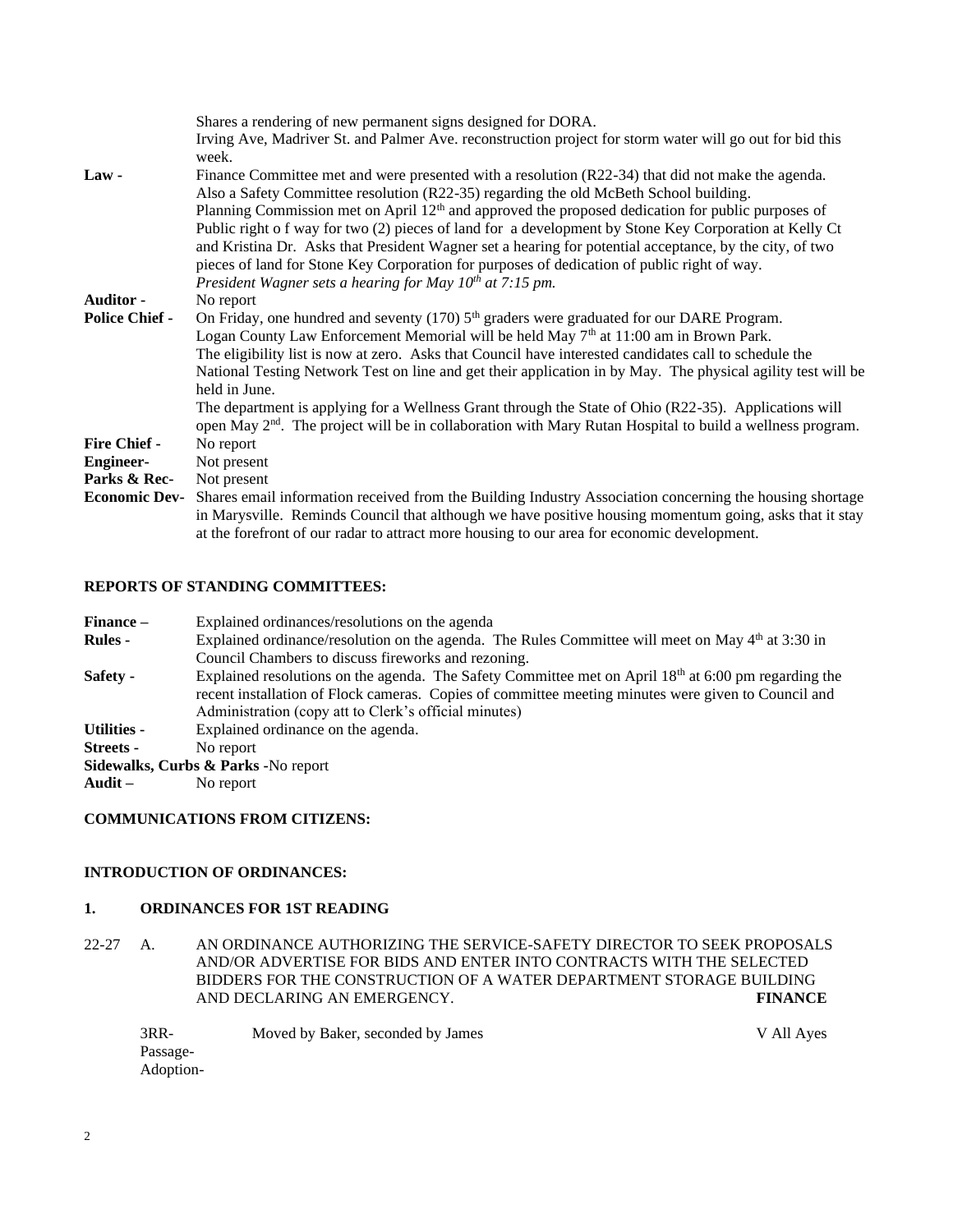| | |
|---|---|
| | Shares a rendering of new permanent signs designed for DORA. Irving Ave, Madriver St. and Palmer Ave. reconstruction project for storm water will go out for bid this week. |
| **Law -** | Finance Committee met and were presented with a resolution (R22-34) that did not make the agenda. Also a Safety Committee resolution (R22-35) regarding the old McBeth School building. Planning Commission met on April 12th and approved the proposed dedication for public purposes of Public right o f way for two (2) pieces of land for a development by Stone Key Corporation at Kelly Ct and Kristina Dr. Asks that President Wagner set a hearing for potential acceptance, by the city, of two pieces of land for Stone Key Corporation for purposes of dedication of public right of way. *President Wagner sets a hearing for May 10th at 7:15 pm.* |
| **Auditor -** | No report |
| **Police Chief -** | On Friday, one hundred and seventy (170) 5th graders were graduated for our DARE Program. Logan County Law Enforcement Memorial will be held May 7th at 11:00 am in Brown Park. The eligibility list is now at zero. Asks that Council have interested candidates call to schedule the National Testing Network Test on line and get their application in by May. The physical agility test will be held in June. The department is applying for a Wellness Grant through the State of Ohio (R22-35). Applications will open May 2nd. The project will be in collaboration with Mary Rutan Hospital to build a wellness program. |
| **Fire Chief -** | No report |
| **Engineer-** | Not present |
| **Parks & Rec-** | Not present |
| **Economic Dev-** | Shares email information received from the Building Industry Association concerning the housing shortage in Marysville. Reminds Council that although we have positive housing momentum going, asks that it stay at the forefront of our radar to attract more housing to our area for economic development. |

**REPORTS OF STANDING COMMITTEES:**

| | |
|---|---|
| **Finance –** | Explained ordinances/resolutions on the agenda |
| **Rules -** | Explained ordinance/resolution on the agenda. The Rules Committee will meet on May 4th at 3:30 in Council Chambers to discuss fireworks and rezoning. |
| **Safety -** | Explained resolutions on the agenda. The Safety Committee met on April 18th at 6:00 pm regarding the recent installation of Flock cameras. Copies of committee meeting minutes were given to Council and Administration (copy att to Clerk's official minutes) |
| **Utilities -** | Explained ordinance on the agenda. |
| **Streets -** | No report |
| **Sidewalks, Curbs & Parks -** | No report |
| **Audit –** | No report |

**COMMUNICATIONS FROM CITIZENS:**

**INTRODUCTION OF ORDINANCES:**

**1. ORDINANCES FOR 1ST READING**

22-27 A. AN ORDINANCE AUTHORIZING THE SERVICE-SAFETY DIRECTOR TO SEEK PROPOSALS AND/OR ADVERTISE FOR BIDS AND ENTER INTO CONTRACTS WITH THE SELECTED BIDDERS FOR THE CONSTRUCTION OF A WATER DEPARTMENT STORAGE BUILDING AND DECLARING AN EMERGENCY. **FINANCE**

| | | |
|---|---|---|
| 3RR- | Moved by Baker, seconded by James | V All Ayes |
| Passage- | | |
| Adoption- | | |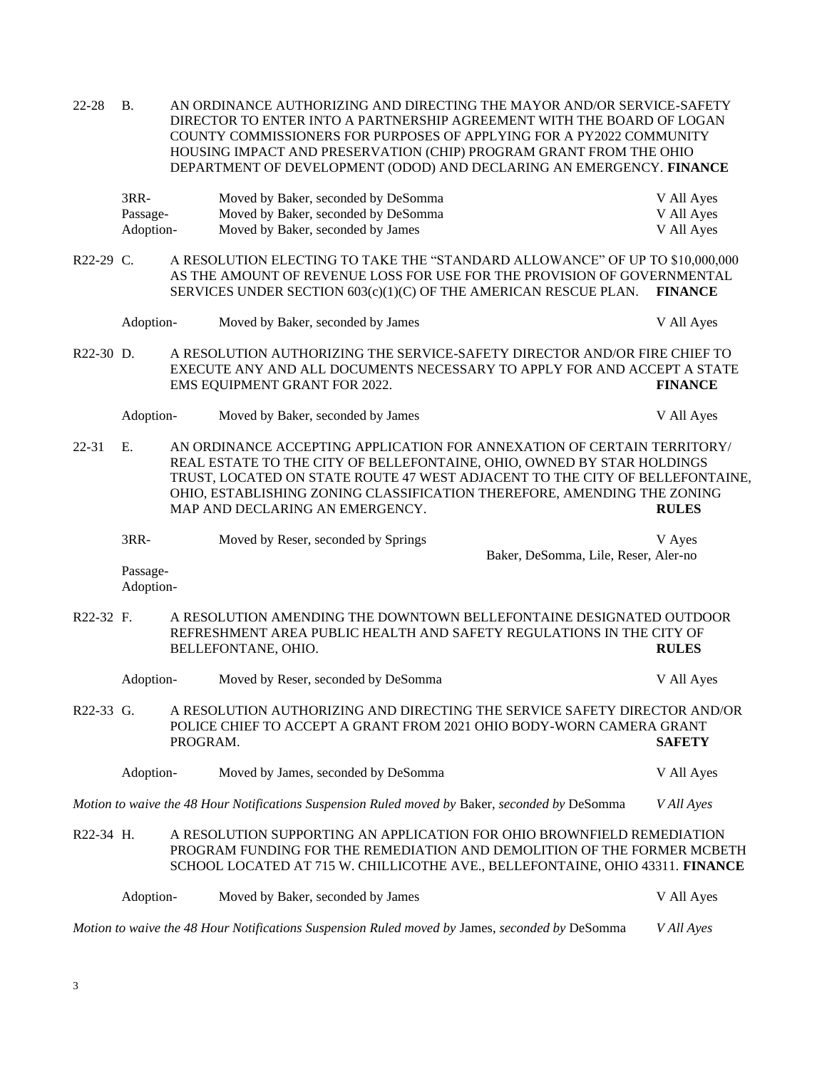22-28 B. AN ORDINANCE AUTHORIZING AND DIRECTING THE MAYOR AND/OR SERVICE-SAFETY DIRECTOR TO ENTER INTO A PARTNERSHIP AGREEMENT WITH THE BOARD OF LOGAN COUNTY COMMISSIONERS FOR PURPOSES OF APPLYING FOR A PY2022 COMMUNITY HOUSING IMPACT AND PRESERVATION (CHIP) PROGRAM GRANT FROM THE OHIO DEPARTMENT OF DEVELOPMENT (ODOD) AND DECLARING AN EMERGENCY. **FINANCE**

| | | |
|---|---|---|
| 3RR- | Moved by Baker, seconded by DeSomma | V All Ayes |
| Passage- | Moved by Baker, seconded by DeSomma | V All Ayes |
| Adoption- | Moved by Baker, seconded by James | V All Ayes |

R22-29 C. A RESOLUTION ELECTING TO TAKE THE "STANDARD ALLOWANCE" OF UP TO $10,000,000 AS THE AMOUNT OF REVENUE LOSS FOR USE FOR THE PROVISION OF GOVERNMENTAL SERVICES UNDER SECTION 603(c)(1)(C) OF THE AMERICAN RESCUE PLAN. **FINANCE**

| | | |
|---|---|---|
| Adoption- | Moved by Baker, seconded by James | V All Ayes |

R22-30 D. A RESOLUTION AUTHORIZING THE SERVICE-SAFETY DIRECTOR AND/OR FIRE CHIEF TO EXECUTE ANY AND ALL DOCUMENTS NECESSARY TO APPLY FOR AND ACCEPT A STATE EMS EQUIPMENT GRANT FOR 2022. **FINANCE**

| | | |
|---|---|---|
| Adoption- | Moved by Baker, seconded by James | V All Ayes |

22-31 E. AN ORDINANCE ACCEPTING APPLICATION FOR ANNEXATION OF CERTAIN TERRITORY/ REAL ESTATE TO THE CITY OF BELLEFONTAINE, OHIO, OWNED BY STAR HOLDINGS TRUST, LOCATED ON STATE ROUTE 47 WEST ADJACENT TO THE CITY OF BELLEFONTAINE, OHIO, ESTABLISHING ZONING CLASSIFICATION THEREFORE, AMENDING THE ZONING MAP AND DECLARING AN EMERGENCY. **RULES**

| | | |
|---|---|---|
| 3RR- | Moved by Reser, seconded by Springs | V Ayes<br>Baker, DeSomma, Lile, Reser, Aler-no |
| Passage- | | |
| Adoption- | | |

R22-32 F. A RESOLUTION AMENDING THE DOWNTOWN BELLEFONTAINE DESIGNATED OUTDOOR REFRESHMENT AREA PUBLIC HEALTH AND SAFETY REGULATIONS IN THE CITY OF BELLEFONTANE, OHIO. **RULES**

| | | |
|---|---|---|
| Adoption- | Moved by Reser, seconded by DeSomma | V All Ayes |

R22-33 G. A RESOLUTION AUTHORIZING AND DIRECTING THE SERVICE SAFETY DIRECTOR AND/OR POLICE CHIEF TO ACCEPT A GRANT FROM 2021 OHIO BODY-WORN CAMERA GRANT PROGRAM. **SAFETY**

| | | |
|---|---|---|
| Adoption- | Moved by James, seconded by DeSomma | V All Ayes |

*Motion to waive the 48 Hour Notifications Suspension Ruled moved by* Baker, *seconded by* DeSomma *V All Ayes*

R22-34 H. A RESOLUTION SUPPORTING AN APPLICATION FOR OHIO BROWNFIELD REMEDIATION PROGRAM FUNDING FOR THE REMEDIATION AND DEMOLITION OF THE FORMER MCBETH SCHOOL LOCATED AT 715 W. CHILLICOTHE AVE., BELLEFONTAINE, OHIO 43311. **FINANCE**

| | | |
|---|---|---|
| Adoption- | Moved by Baker, seconded by James | V All Ayes |

*Motion to waive the 48 Hour Notifications Suspension Ruled moved by* James, *seconded by* DeSomma *V All Ayes*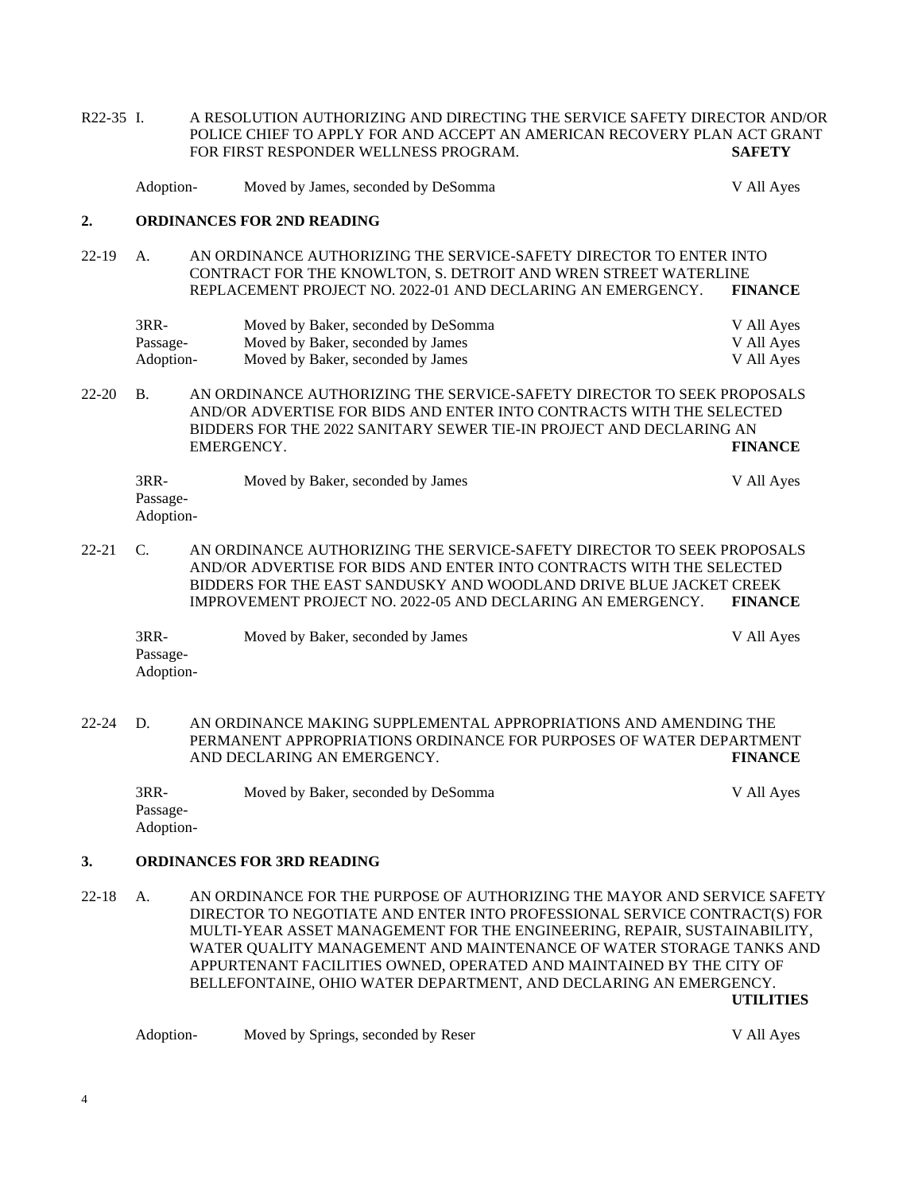R22-35 I. A RESOLUTION AUTHORIZING AND DIRECTING THE SERVICE SAFETY DIRECTOR AND/OR POLICE CHIEF TO APPLY FOR AND ACCEPT AN AMERICAN RECOVERY PLAN ACT GRANT FOR FIRST RESPONDER WELLNESS PROGRAM. **SAFETY**

| | | |
|---|---|---|
| Adoption- | Moved by James, seconded by DeSomma | V All Ayes |

## 2. ORDINANCES FOR 2ND READING

22-19 A. AN ORDINANCE AUTHORIZING THE SERVICE-SAFETY DIRECTOR TO ENTER INTO CONTRACT FOR THE KNOWLTON, S. DETROIT AND WREN STREET WATERLINE REPLACEMENT PROJECT NO. 2022-01 AND DECLARING AN EMERGENCY. **FINANCE**

| | | |
|---|---|---|
| 3RR- | Moved by Baker, seconded by DeSomma | V All Ayes |
| Passage- | Moved by Baker, seconded by James | V All Ayes |
| Adoption- | Moved by Baker, seconded by James | V All Ayes |

22-20 B. AN ORDINANCE AUTHORIZING THE SERVICE-SAFETY DIRECTOR TO SEEK PROPOSALS AND/OR ADVERTISE FOR BIDS AND ENTER INTO CONTRACTS WITH THE SELECTED BIDDERS FOR THE 2022 SANITARY SEWER TIE-IN PROJECT AND DECLARING AN EMERGENCY. **FINANCE**

| | | |
|---|---|---|
| 3RR- | Moved by Baker, seconded by James | V All Ayes |
| Passage- | | |
| Adoption- | | |

22-21 C. AN ORDINANCE AUTHORIZING THE SERVICE-SAFETY DIRECTOR TO SEEK PROPOSALS AND/OR ADVERTISE FOR BIDS AND ENTER INTO CONTRACTS WITH THE SELECTED BIDDERS FOR THE EAST SANDUSKY AND WOODLAND DRIVE BLUE JACKET CREEK IMPROVEMENT PROJECT NO. 2022-05 AND DECLARING AN EMERGENCY. **FINANCE**

| | | |
|---|---|---|
| 3RR- | Moved by Baker, seconded by James | V All Ayes |
| Passage- | | |
| Adoption- | | |

22-24 D. AN ORDINANCE MAKING SUPPLEMENTAL APPROPRIATIONS AND AMENDING THE PERMANENT APPROPRIATIONS ORDINANCE FOR PURPOSES OF WATER DEPARTMENT AND DECLARING AN EMERGENCY. **FINANCE**

| | | |
|---|---|---|
| 3RR- | Moved by Baker, seconded by DeSomma | V All Ayes |
| Passage- | | |
| Adoption- | | |

## 3. ORDINANCES FOR 3RD READING

22-18 A. AN ORDINANCE FOR THE PURPOSE OF AUTHORIZING THE MAYOR AND SERVICE SAFETY DIRECTOR TO NEGOTIATE AND ENTER INTO PROFESSIONAL SERVICE CONTRACT(S) FOR MULTI-YEAR ASSET MANAGEMENT FOR THE ENGINEERING, REPAIR, SUSTAINABILITY, WATER QUALITY MANAGEMENT AND MAINTENANCE OF WATER STORAGE TANKS AND APPURTENANT FACILITIES OWNED, OPERATED AND MAINTAINED BY THE CITY OF BELLEFONTAINE, OHIO WATER DEPARTMENT, AND DECLARING AN EMERGENCY. **UTILITIES**

| | | |
|---|---|---|
| Adoption- | Moved by Springs, seconded by Reser | V All Ayes |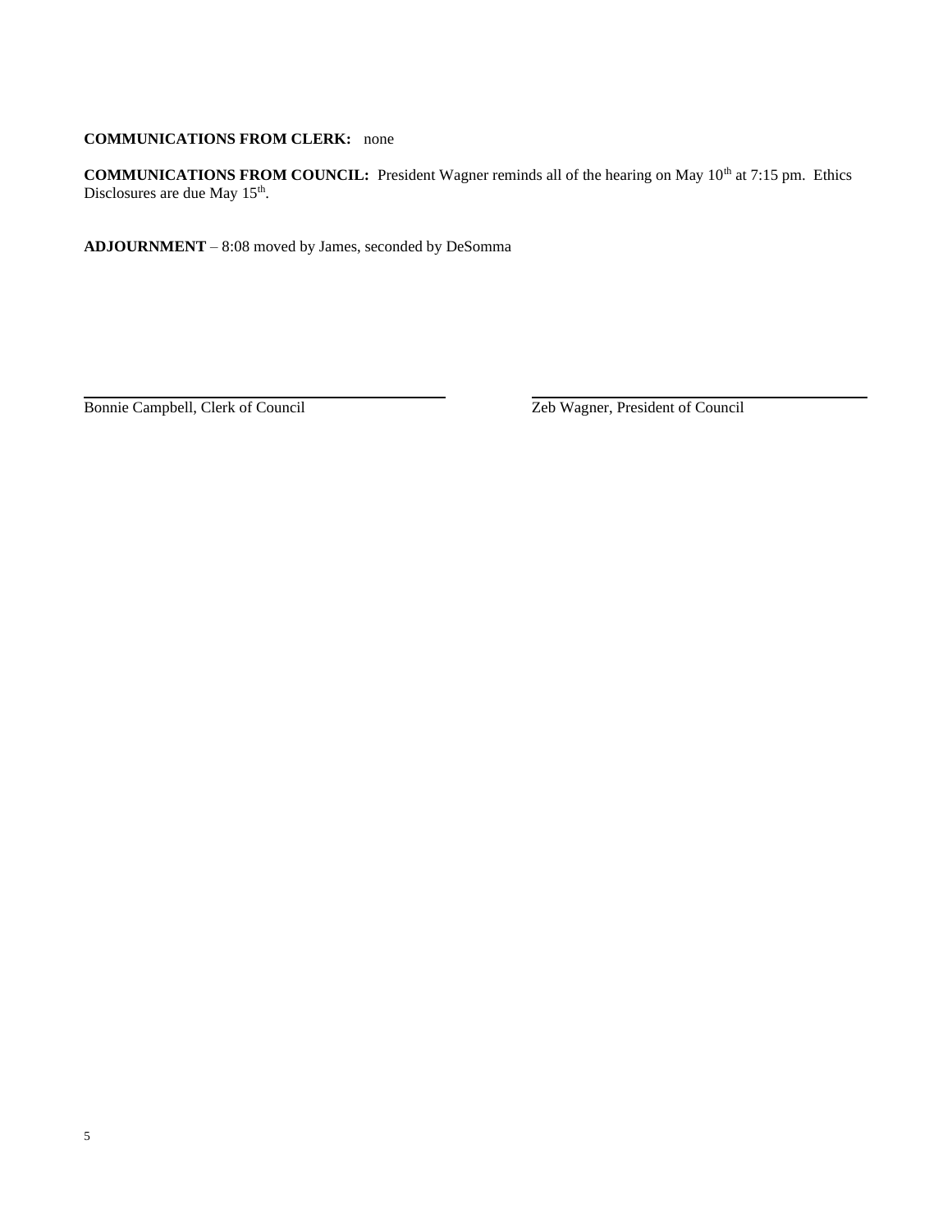**COMMUNICATIONS FROM CLERK:** none

**COMMUNICATIONS FROM COUNCIL:** President Wagner reminds all of the hearing on May 10th at 7:15 pm. Ethics Disclosures are due May 15th.

**ADJOURNMENT** – 8:08 moved by James, seconded by DeSomma

Bonnie Campbell, Clerk of Council

Zeb Wagner, President of Council